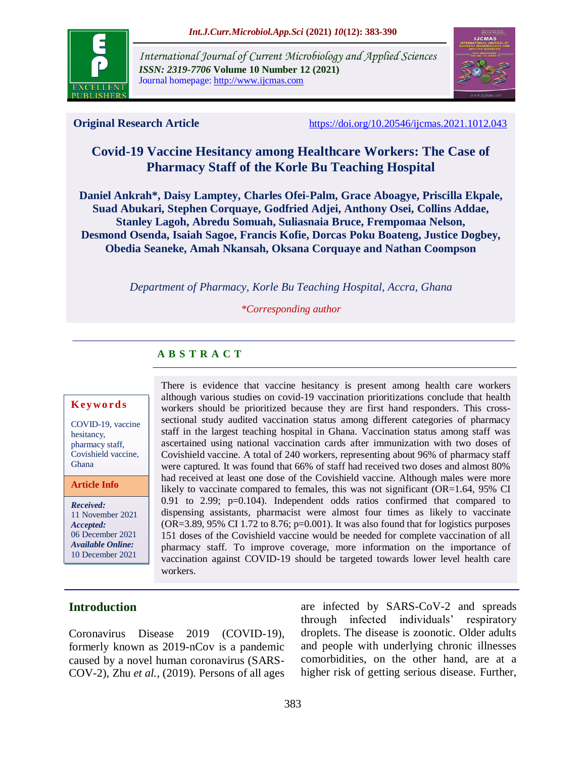Original Research Article

https://doi.org/10.20546/ijcmas.2021.1012.043

# Covid-19 Vaccine Hesitancy among Healthcare Workers: The Case of Pharmacy Staff of the Korle Bu Teaching Hospital

**Daniel Ankrah*, Daisy Lamptey, Charles Ofei-Palm, Grace Aboagye, Priscilla Ekpale, Suad Abukari, Stephen Corquaye, Godfried Adjei, Anthony Osei, Collins Addae, Stanley Lagoh, Abredu Somuah, Suliasnaia Bruce, Frempomaa Nelson, Desmond Osenda, Isaiah Sagoe, Francis Kofie, Dorcas Poku Boateng, Justice Dogbey, Obedia Seaneke, Amah Nkansah, Oksana Corquaye and Nathan Coompson**

*Department of Pharmacy, Korle Bu Teaching Hospital, Accra, Ghana*

*\*Corresponding author*

## ABSTRACT

**Keywords**

COVID-19, vaccine hesitancy, pharmacy staff, Covishield vaccine, Ghana

**Article Info**

***Received:*** 11 November 2021
***Accepted:*** 06 December 2021
***Available Online:*** 10 December 2021

There is evidence that vaccine hesitancy is present among health care workers although various studies on covid-19 vaccination prioritizations conclude that health workers should be prioritized because they are first hand responders. This cross-sectional study audited vaccination status among different categories of pharmacy staff in the largest teaching hospital in Ghana. Vaccination status among staff was ascertained using national vaccination cards after immunization with two doses of Covishield vaccine. A total of 240 workers, representing about 96% of pharmacy staff were captured. It was found that 66% of staff had received two doses and almost 80% had received at least one dose of the Covishield vaccine. Although males were more likely to vaccinate compared to females, this was not significant (OR=1.64, 95% CI 0.91 to 2.99; p=0.104). Independent odds ratios confirmed that compared to dispensing assistants, pharmacist were almost four times as likely to vaccinate (OR=3.89, 95% CI 1.72 to 8.76; p=0.001). It was also found that for logistics purposes 151 doses of the Covishield vaccine would be needed for complete vaccination of all pharmacy staff. To improve coverage, more information on the importance of vaccination against COVID-19 should be targeted towards lower level health care workers.

## Introduction

Coronavirus Disease 2019 (COVID-19), formerly known as 2019-nCov is a pandemic caused by a novel human coronavirus (SARS-COV-2), Zhu *et al.,* (2019). Persons of all ages are infected by SARS-CoV-2 and spreads through infected individuals' respiratory droplets. The disease is zoonotic. Older adults and people with underlying chronic illnesses comorbidities, on the other hand, are at a higher risk of getting serious disease. Further,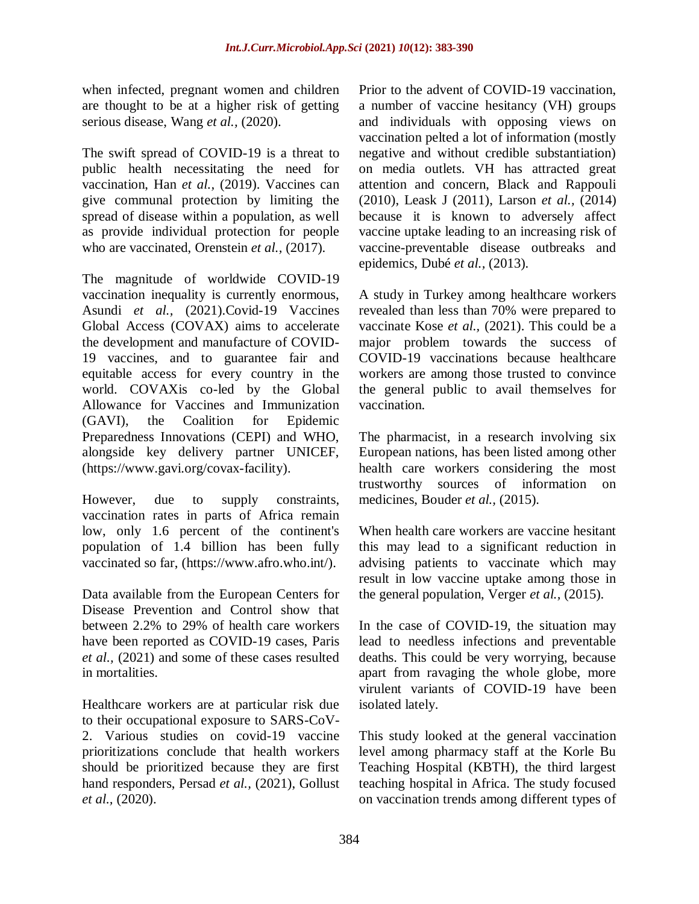when infected, pregnant women and children are thought to be at a higher risk of getting serious disease, Wang *et al.,* (2020).

The swift spread of COVID-19 is a threat to public health necessitating the need for vaccination, Han *et al.,* (2019). Vaccines can give communal protection by limiting the spread of disease within a population, as well as provide individual protection for people who are vaccinated, Orenstein *et al.,* (2017).

The magnitude of worldwide COVID-19 vaccination inequality is currently enormous, Asundi *et al.,* (2021).Covid-19 Vaccines Global Access (COVAX) aims to accelerate the development and manufacture of COVID-19 vaccines, and to guarantee fair and equitable access for every country in the world. COVAXis co-led by the Global Allowance for Vaccines and Immunization (GAVI), the Coalition for Epidemic Preparedness Innovations (CEPI) and WHO, alongside key delivery partner UNICEF, (https://www.gavi.org/covax-facility).

However, due to supply constraints, vaccination rates in parts of Africa remain low, only 1.6 percent of the continent's population of 1.4 billion has been fully vaccinated so far, (https://www.afro.who.int/).

Data available from the European Centers for Disease Prevention and Control show that between 2.2% to 29% of health care workers have been reported as COVID-19 cases, Paris *et al.,* (2021) and some of these cases resulted in mortalities.

Healthcare workers are at particular risk due to their occupational exposure to SARS-CoV-2. Various studies on covid-19 vaccine prioritizations conclude that health workers should be prioritized because they are first hand responders, Persad *et al.,* (2021), Gollust *et al.,* (2020).

Prior to the advent of COVID-19 vaccination, a number of vaccine hesitancy (VH) groups and individuals with opposing views on vaccination pelted a lot of information (mostly negative and without credible substantiation) on media outlets. VH has attracted great attention and concern, Black and Rappouli (2010), Leask J (2011), Larson *et al.,* (2014) because it is known to adversely affect vaccine uptake leading to an increasing risk of vaccine-preventable disease outbreaks and epidemics, Dubé *et al.,* (2013).

A study in Turkey among healthcare workers revealed than less than 70% were prepared to vaccinate Kose *et al.,* (2021). This could be a major problem towards the success of COVID-19 vaccinations because healthcare workers are among those trusted to convince the general public to avail themselves for vaccination.

The pharmacist, in a research involving six European nations, has been listed among other health care workers considering the most trustworthy sources of information on medicines, Bouder *et al.,* (2015).

When health care workers are vaccine hesitant this may lead to a significant reduction in advising patients to vaccinate which may result in low vaccine uptake among those in the general population, Verger *et al.,* (2015).

In the case of COVID-19, the situation may lead to needless infections and preventable deaths. This could be very worrying, because apart from ravaging the whole globe, more virulent variants of COVID-19 have been isolated lately.

This study looked at the general vaccination level among pharmacy staff at the Korle Bu Teaching Hospital (KBTH), the third largest teaching hospital in Africa. The study focused on vaccination trends among different types of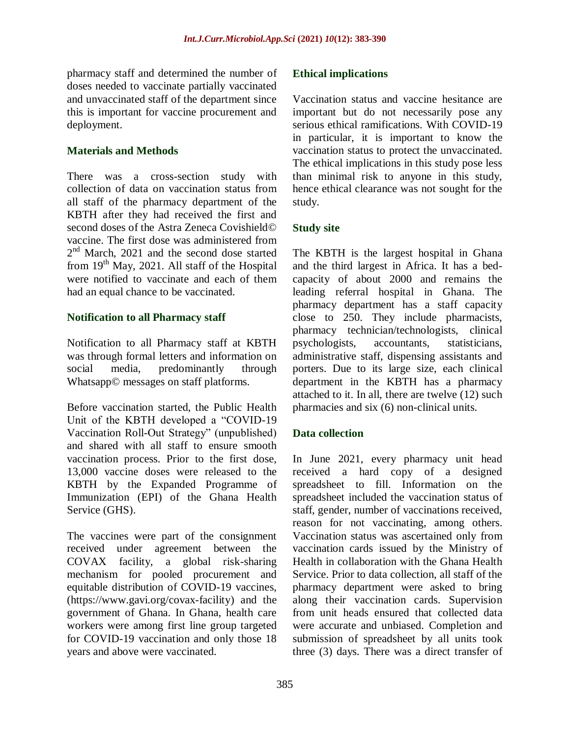pharmacy staff and determined the number of doses needed to vaccinate partially vaccinated and unvaccinated staff of the department since this is important for vaccine procurement and deployment.

## Materials and Methods

There was a cross-section study with collection of data on vaccination status from all staff of the pharmacy department of the KBTH after they had received the first and second doses of the Astra Zeneca Covishield© vaccine. The first dose was administered from 2nd March, 2021 and the second dose started from 19th May, 2021. All staff of the Hospital were notified to vaccinate and each of them had an equal chance to be vaccinated.

### Notification to all Pharmacy staff

Notification to all Pharmacy staff at KBTH was through formal letters and information on social media, predominantly through Whatsapp© messages on staff platforms.

Before vaccination started, the Public Health Unit of the KBTH developed a "COVID-19 Vaccination Roll-Out Strategy" (unpublished) and shared with all staff to ensure smooth vaccination process. Prior to the first dose, 13,000 vaccine doses were released to the KBTH by the Expanded Programme of Immunization (EPI) of the Ghana Health Service (GHS).

The vaccines were part of the consignment received under agreement between the COVAX facility, a global risk-sharing mechanism for pooled procurement and equitable distribution of COVID-19 vaccines, (https://www.gavi.org/covax-facility) and the government of Ghana. In Ghana, health care workers were among first line group targeted for COVID-19 vaccination and only those 18 years and above were vaccinated.

### Ethical implications

Vaccination status and vaccine hesitance are important but do not necessarily pose any serious ethical ramifications. With COVID-19 in particular, it is important to know the vaccination status to protect the unvaccinated. The ethical implications in this study pose less than minimal risk to anyone in this study, hence ethical clearance was not sought for the study.

### Study site

The KBTH is the largest hospital in Ghana and the third largest in Africa. It has a bed-capacity of about 2000 and remains the leading referral hospital in Ghana. The pharmacy department has a staff capacity close to 250. They include pharmacists, pharmacy technician/technologists, clinical psychologists, accountants, statisticians, administrative staff, dispensing assistants and porters. Due to its large size, each clinical department in the KBTH has a pharmacy attached to it. In all, there are twelve (12) such pharmacies and six (6) non-clinical units.

### Data collection

In June 2021, every pharmacy unit head received a hard copy of a designed spreadsheet to fill. Information on the spreadsheet included the vaccination status of staff, gender, number of vaccinations received, reason for not vaccinating, among others. Vaccination status was ascertained only from vaccination cards issued by the Ministry of Health in collaboration with the Ghana Health Service. Prior to data collection, all staff of the pharmacy department were asked to bring along their vaccination cards. Supervision from unit heads ensured that collected data were accurate and unbiased. Completion and submission of spreadsheet by all units took three (3) days. There was a direct transfer of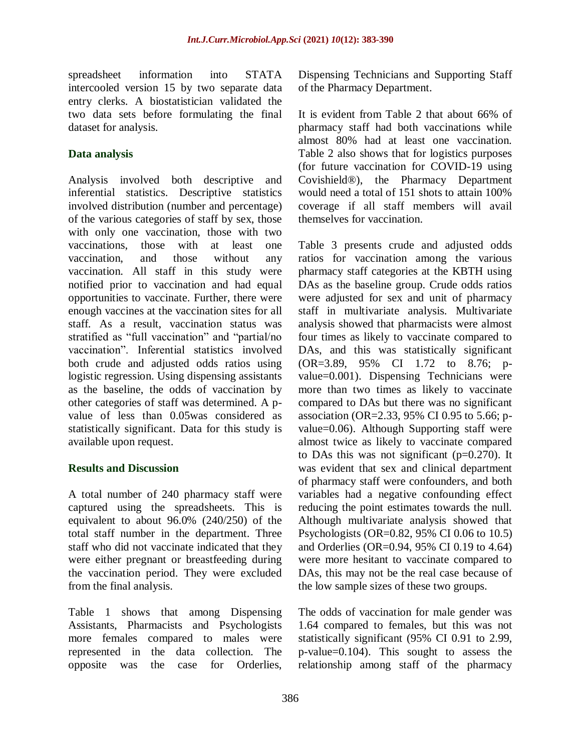spreadsheet information into STATA intercooled version 15 by two separate data entry clerks. A biostatistician validated the two data sets before formulating the final dataset for analysis.

## Data analysis

Analysis involved both descriptive and inferential statistics. Descriptive statistics involved distribution (number and percentage) of the various categories of staff by sex, those with only one vaccination, those with two vaccinations, those with at least one vaccination, and those without any vaccination. All staff in this study were notified prior to vaccination and had equal opportunities to vaccinate. Further, there were enough vaccines at the vaccination sites for all staff. As a result, vaccination status was stratified as "full vaccination" and "partial/no vaccination". Inferential statistics involved both crude and adjusted odds ratios using logistic regression. Using dispensing assistants as the baseline, the odds of vaccination by other categories of staff was determined. A p-value of less than 0.05was considered as statistically significant. Data for this study is available upon request.

## Results and Discussion

A total number of 240 pharmacy staff were captured using the spreadsheets. This is equivalent to about 96.0% (240/250) of the total staff number in the department. Three staff who did not vaccinate indicated that they were either pregnant or breastfeeding during the vaccination period. They were excluded from the final analysis.

Table 1 shows that among Dispensing Assistants, Pharmacists and Psychologists more females compared to males were represented in the data collection. The opposite was the case for Orderlies, Dispensing Technicians and Supporting Staff of the Pharmacy Department.

It is evident from Table 2 that about 66% of pharmacy staff had both vaccinations while almost 80% had at least one vaccination. Table 2 also shows that for logistics purposes (for future vaccination for COVID-19 using Covishield®), the Pharmacy Department would need a total of 151 shots to attain 100% coverage if all staff members will avail themselves for vaccination.

Table 3 presents crude and adjusted odds ratios for vaccination among the various pharmacy staff categories at the KBTH using DAs as the baseline group. Crude odds ratios were adjusted for sex and unit of pharmacy staff in multivariate analysis. Multivariate analysis showed that pharmacists were almost four times as likely to vaccinate compared to DAs, and this was statistically significant (OR=3.89, 95% CI 1.72 to 8.76; p-value=0.001). Dispensing Technicians were more than two times as likely to vaccinate compared to DAs but there was no significant association (OR=2.33, 95% CI 0.95 to 5.66; p-value=0.06). Although Supporting staff were almost twice as likely to vaccinate compared to DAs this was not significant (p=0.270). It was evident that sex and clinical department of pharmacy staff were confounders, and both variables had a negative confounding effect reducing the point estimates towards the null. Although multivariate analysis showed that Psychologists (OR=0.82, 95% CI 0.06 to 10.5) and Orderlies (OR=0.94, 95% CI 0.19 to 4.64) were more hesitant to vaccinate compared to DAs, this may not be the real case because of the low sample sizes of these two groups.

The odds of vaccination for male gender was 1.64 compared to females, but this was not statistically significant (95% CI 0.91 to 2.99, p-value=0.104). This sought to assess the relationship among staff of the pharmacy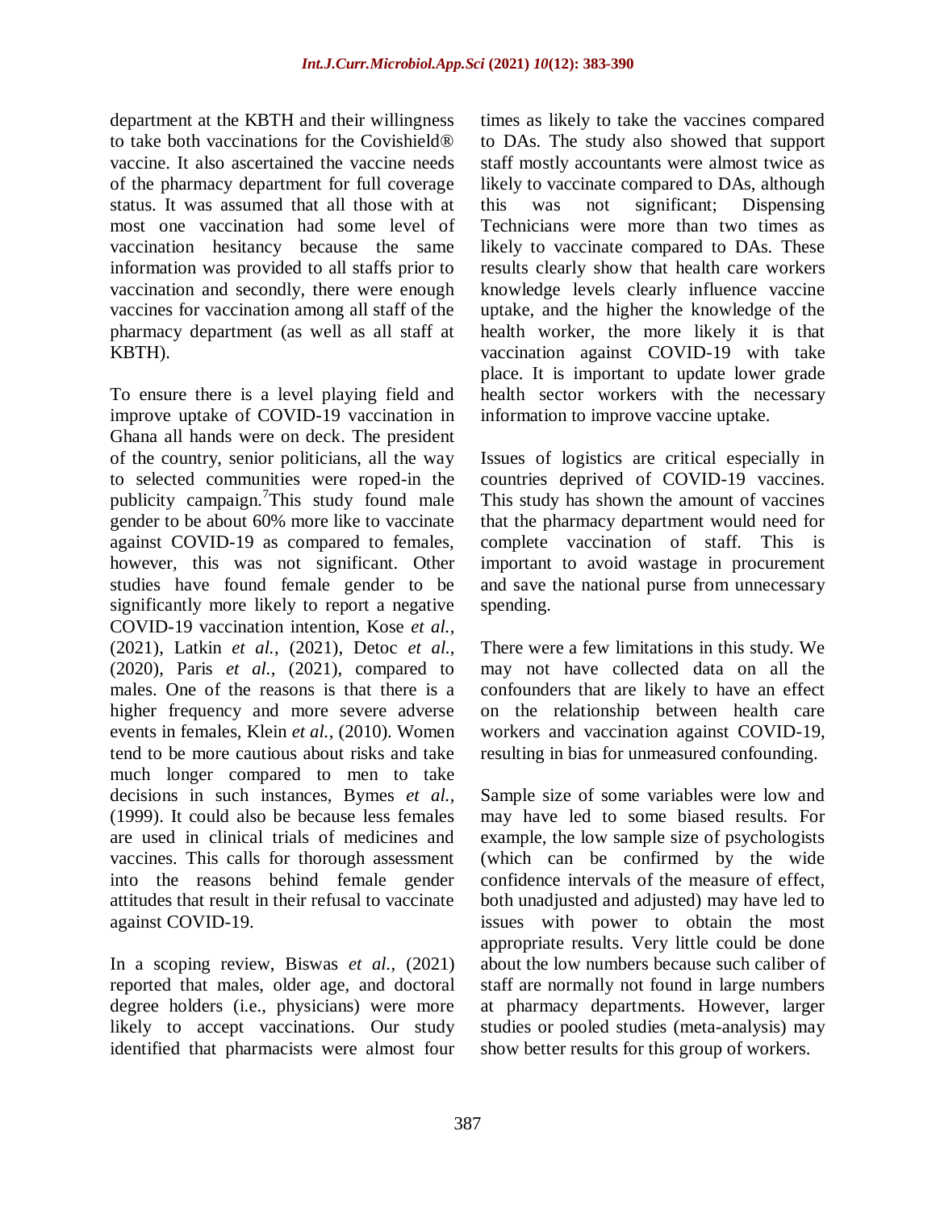department at the KBTH and their willingness to take both vaccinations for the Covishield® vaccine. It also ascertained the vaccine needs of the pharmacy department for full coverage status. It was assumed that all those with at most one vaccination had some level of vaccination hesitancy because the same information was provided to all staffs prior to vaccination and secondly, there were enough vaccines for vaccination among all staff of the pharmacy department (as well as all staff at KBTH).

To ensure there is a level playing field and improve uptake of COVID-19 vaccination in Ghana all hands were on deck. The president of the country, senior politicians, all the way to selected communities were roped-in the publicity campaign.[7]This study found male gender to be about 60% more like to vaccinate against COVID-19 as compared to females, however, this was not significant. Other studies have found female gender to be significantly more likely to report a negative COVID-19 vaccination intention, Kose *et al.,* (2021), Latkin *et al.,* (2021), Detoc *et al.,* (2020), Paris *et al.,* (2021), compared to males. One of the reasons is that there is a higher frequency and more severe adverse events in females, Klein *et al.,* (2010). Women tend to be more cautious about risks and take much longer compared to men to take decisions in such instances, Bymes *et al.,* (1999). It could also be because less females are used in clinical trials of medicines and vaccines. This calls for thorough assessment into the reasons behind female gender attitudes that result in their refusal to vaccinate against COVID-19.

In a scoping review, Biswas *et al.,* (2021) reported that males, older age, and doctoral degree holders (i.e., physicians) were more likely to accept vaccinations. Our study identified that pharmacists were almost four times as likely to take the vaccines compared to DAs. The study also showed that support staff mostly accountants were almost twice as likely to vaccinate compared to DAs, although this was not significant; Dispensing Technicians were more than two times as likely to vaccinate compared to DAs. These results clearly show that health care workers knowledge levels clearly influence vaccine uptake, and the higher the knowledge of the health worker, the more likely it is that vaccination against COVID-19 with take place. It is important to update lower grade health sector workers with the necessary information to improve vaccine uptake.

Issues of logistics are critical especially in countries deprived of COVID-19 vaccines. This study has shown the amount of vaccines that the pharmacy department would need for complete vaccination of staff. This is important to avoid wastage in procurement and save the national purse from unnecessary spending.

There were a few limitations in this study. We may not have collected data on all the confounders that are likely to have an effect on the relationship between health care workers and vaccination against COVID-19, resulting in bias for unmeasured confounding.

Sample size of some variables were low and may have led to some biased results. For example, the low sample size of psychologists (which can be confirmed by the wide confidence intervals of the measure of effect, both unadjusted and adjusted) may have led to issues with power to obtain the most appropriate results. Very little could be done about the low numbers because such caliber of staff are normally not found in large numbers at pharmacy departments. However, larger studies or pooled studies (meta-analysis) may show better results for this group of workers.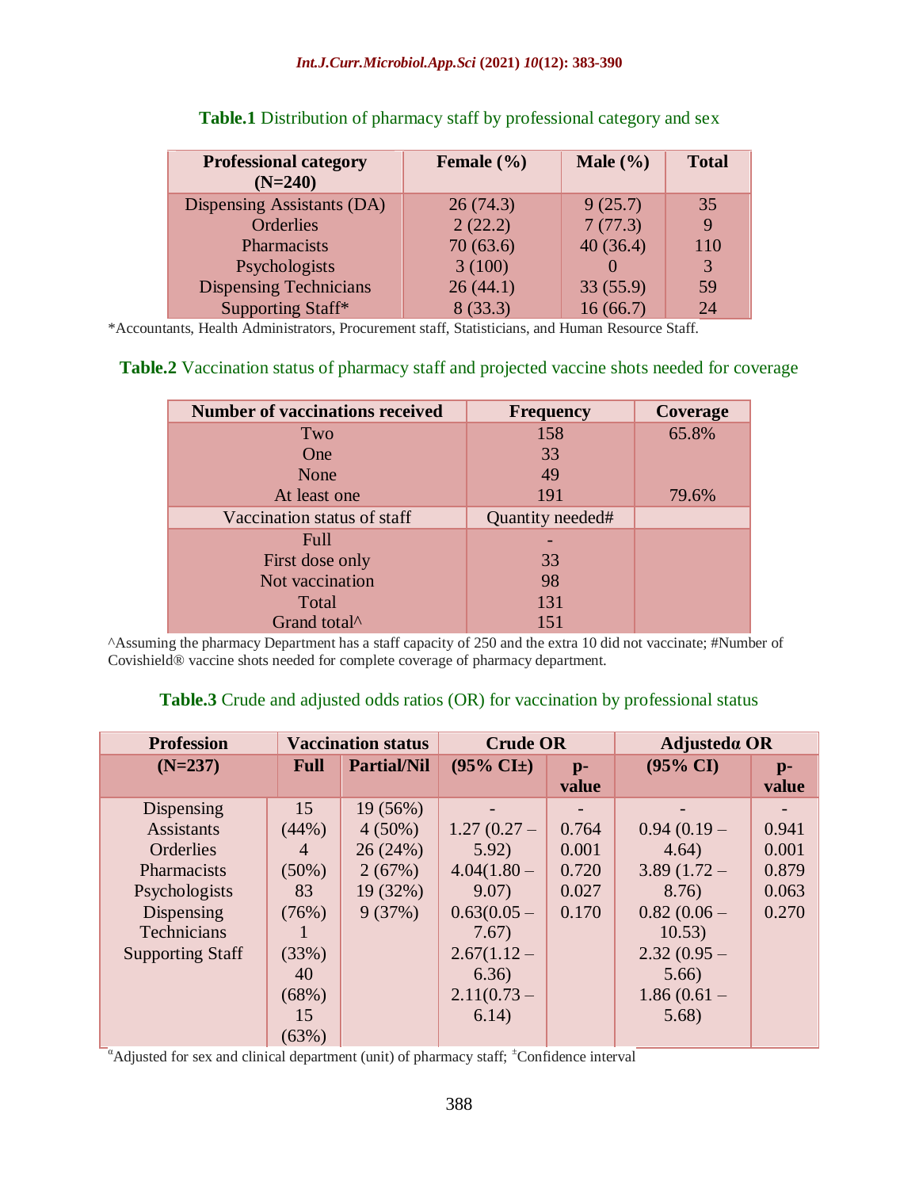**Table.1** Distribution of pharmacy staff by professional category and sex

| Professional category (N=240) | Female (%) | Male (%) | Total |
|---|---|---|---|
| Dispensing Assistants (DA) | 26 (74.3) | 9 (25.7) | 35 |
| Orderlies | 2 (22.2) | 7 (77.3) | 9 |
| Pharmacists | 70 (63.6) | 40 (36.4) | 110 |
| Psychologists | 3 (100) | 0 | 3 |
| Dispensing Technicians | 26 (44.1) | 33 (55.9) | 59 |
| Supporting Staff* | 8 (33.3) | 16 (66.7) | 24 |

*Accountants, Health Administrators, Procurement staff, Statisticians, and Human Resource Staff.

**Table.2** Vaccination status of pharmacy staff and projected vaccine shots needed for coverage

| Number of vaccinations received | Frequency | Coverage |
|---|---|---|
| Two | 158 | 65.8% |
| One | 33 | |
| None | 49 | |
| At least one | 191 | 79.6% |
| Vaccination status of staff | Quantity needed# | |
| Full | - | |
| First dose only | 33 | |
| Not vaccination | 98 | |
| Total | 131 | |
| Grand total^ | 151 | |

^Assuming the pharmacy Department has a staff capacity of 250 and the extra 10 did not vaccinate; #Number of Covishield® vaccine shots needed for complete coverage of pharmacy department.

**Table.3** Crude and adjusted odds ratios (OR) for vaccination by professional status

| Profession | Vaccination status | | Crude OR | | Adjustedα OR | |
|---|---|---|---|---|---|---|
| (N=237) | Full | Partial/Nil | (95% CI±) | p-value | (95% CI) | p-value |
| Dispensing Assistants | 15 (44%) | 19 (56%) | - | - | - | - |
| Orderlies | 4 (50%) | 4 (50%) | 1.27 (0.27 – 5.92) | 0.764 | 0.94 (0.19 – 4.64) | 0.941 |
| Pharmacists | 83 (76%) | 26 (24%) | 4.04(1.80 – 9.07) | 0.001 | 3.89 (1.72 – 8.76) | 0.001 |
| Psychologists | 1 (33%) | 2 (67%) | 0.63(0.05 – 7.67) | 0.720 | 0.82 (0.06 – 10.53) | 0.879 |
| Dispensing Technicians | 40 (68%) | 19 (32%) | 2.67(1.12 – 6.36) | 0.027 | 2.32 (0.95 – 5.66) | 0.063 |
| Supporting Staff | 15 (63%) | 9 (37%) | 2.11(0.73 – 6.14) | 0.170 | 1.86 (0.61 – 5.68) | 0.270 |

αAdjusted for sex and clinical department (unit) of pharmacy staff; ±Confidence interval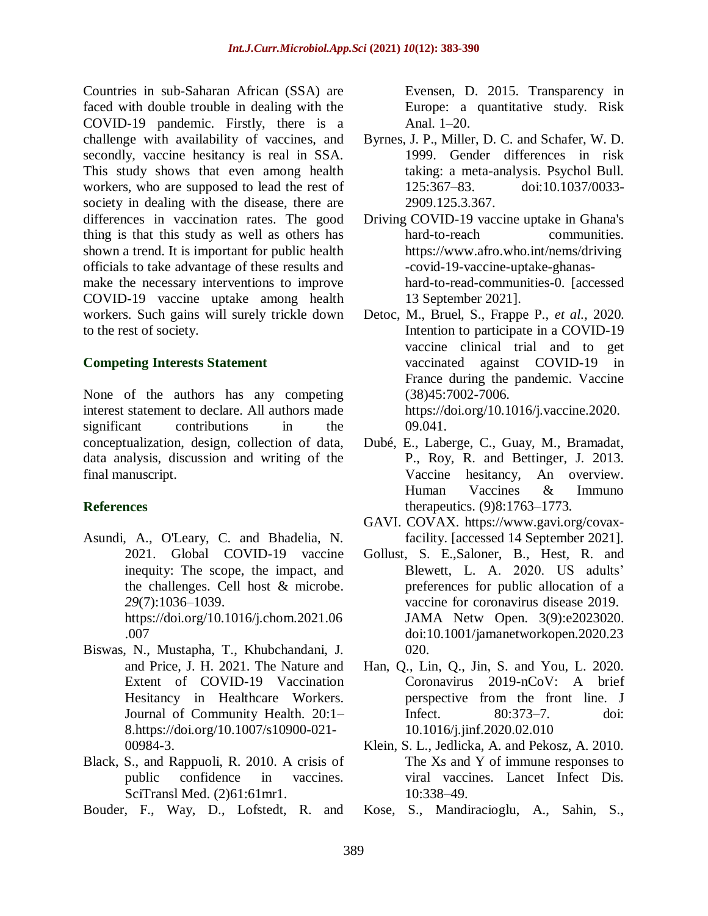Countries in sub-Saharan African (SSA) are faced with double trouble in dealing with the COVID-19 pandemic. Firstly, there is a challenge with availability of vaccines, and secondly, vaccine hesitancy is real in SSA. This study shows that even among health workers, who are supposed to lead the rest of society in dealing with the disease, there are differences in vaccination rates. The good thing is that this study as well as others has shown a trend. It is important for public health officials to take advantage of these results and make the necessary interventions to improve COVID-19 vaccine uptake among health workers. Such gains will surely trickle down to the rest of society.

## Competing Interests Statement

None of the authors has any competing interest statement to declare. All authors made significant contributions in the conceptualization, design, collection of data, data analysis, discussion and writing of the final manuscript.

## References

Asundi, A., O'Leary, C. and Bhadelia, N. 2021. Global COVID-19 vaccine inequity: The scope, the impact, and the challenges. Cell host & microbe. *29*(7):1036–1039. https://doi.org/10.1016/j.chom.2021.06.007

Biswas, N., Mustapha, T., Khubchandani, J. and Price, J. H. 2021. The Nature and Extent of COVID-19 Vaccination Hesitancy in Healthcare Workers. Journal of Community Health. 20:1–8.https://doi.org/10.1007/s10900-021-00984-3.

Black, S., and Rappuoli, R. 2010. A crisis of public confidence in vaccines. SciTransl Med. (2)61:61mr1.

Bouder, F., Way, D., Lofstedt, R. and Evensen, D. 2015. Transparency in Europe: a quantitative study. Risk Anal. 1–20.

Byrnes, J. P., Miller, D. C. and Schafer, W. D. 1999. Gender differences in risk taking: a meta-analysis. Psychol Bull. 125:367–83. doi:10.1037/0033-2909.125.3.367.

Driving COVID-19 vaccine uptake in Ghana's hard-to-reach communities. https://www.afro.who.int/nems/driving-covid-19-vaccine-uptake-ghanas-hard-to-read-communities-0. [accessed 13 September 2021].

Detoc, M., Bruel, S., Frappe P., *et al.,* 2020. Intention to participate in a COVID-19 vaccine clinical trial and to get vaccinated against COVID-19 in France during the pandemic. Vaccine (38)45:7002-7006. https://doi.org/10.1016/j.vaccine.2020.09.041.

Dubé, E., Laberge, C., Guay, M., Bramadat, P., Roy, R. and Bettinger, J. 2013. Vaccine hesitancy, An overview. Human Vaccines & Immuno therapeutics. (9)8:1763–1773.

GAVI. COVAX. https://www.gavi.org/covax-facility. [accessed 14 September 2021].

Gollust, S. E.,Saloner, B., Hest, R. and Blewett, L. A. 2020. US adults' preferences for public allocation of a vaccine for coronavirus disease 2019. JAMA Netw Open. 3(9):e2023020. doi:10.1001/jamanetworkopen.2020.23020.

Han, Q., Lin, Q., Jin, S. and You, L. 2020. Coronavirus 2019-nCoV: A brief perspective from the front line. J Infect. 80:373–7. doi: 10.1016/j.jinf.2020.02.010

Klein, S. L., Jedlicka, A. and Pekosz, A. 2010. The Xs and Y of immune responses to viral vaccines. Lancet Infect Dis. 10:338–49.

Kose, S., Mandiracioglu, A., Sahin, S.,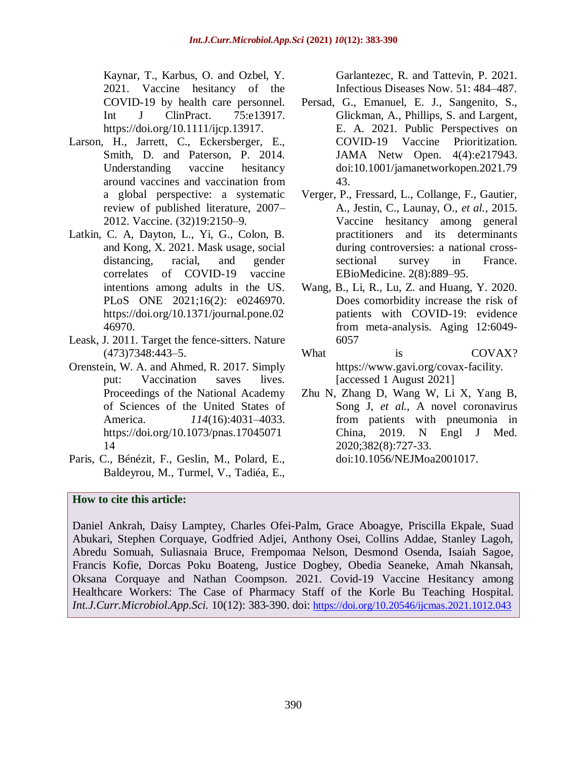Kaynar, T., Karbus, O. and Ozbel, Y. 2021. Vaccine hesitancy of the COVID-19 by health care personnel. Int J ClinPract. 75:e13917. https://doi.org/10.1111/ijcp.13917.

Larson, H., Jarrett, C., Eckersberger, E., Smith, D. and Paterson, P. 2014. Understanding vaccine hesitancy around vaccines and vaccination from a global perspective: a systematic review of published literature, 2007–2012. Vaccine. (32)19:2150–9.

Latkin, C. A, Dayton, L., Yi, G., Colon, B. and Kong, X. 2021. Mask usage, social distancing, racial, and gender correlates of COVID-19 vaccine intentions among adults in the US. PLoS ONE 2021;16(2): e0246970. https://doi.org/10.1371/journal.pone.0246970.

Leask, J. 2011. Target the fence-sitters. Nature (473)7348:443–5.

Orenstein, W. A. and Ahmed, R. 2017. Simply put: Vaccination saves lives. Proceedings of the National Academy of Sciences of the United States of America. *114*(16):4031–4033. https://doi.org/10.1073/pnas.1704507114

Paris, C., Bénézit, F., Geslin, M., Polard, E., Baldeyrou, M., Turmel, V., Tadiéa, E., Garlantezec, R. and Tattevin, P. 2021. Infectious Diseases Now. 51: 484–487.

Persad, G., Emanuel, E. J., Sangenito, S., Glickman, A., Phillips, S. and Largent, E. A. 2021. Public Perspectives on COVID-19 Vaccine Prioritization. JAMA Netw Open. 4(4):e217943. doi:10.1001/jamanetworkopen.2021.7943.

Verger, P., Fressard, L., Collange, F., Gautier, A., Jestin, C., Launay, O., *et al.,* 2015. Vaccine hesitancy among general practitioners and its determinants during controversies: a national cross-sectional survey in France. EBioMedicine. 2(8):889–95.

Wang, B., Li, R., Lu, Z. and Huang, Y. 2020. Does comorbidity increase the risk of patients with COVID-19: evidence from meta-analysis. Aging 12:6049-6057

What is COVAX? https://www.gavi.org/covax-facility. [accessed 1 August 2021]

Zhu N, Zhang D, Wang W, Li X, Yang B, Song J, *et al.,* A novel coronavirus from patients with pneumonia in China, 2019. N Engl J Med. 2020;382(8):727-33. doi:10.1056/NEJMoa2001017.

**How to cite this article:**

Daniel Ankrah, Daisy Lamptey, Charles Ofei-Palm, Grace Aboagye, Priscilla Ekpale, Suad Abukari, Stephen Corquaye, Godfried Adjei, Anthony Osei, Collins Addae, Stanley Lagoh, Abredu Somuah, Suliasnaia Bruce, Frempomaa Nelson, Desmond Osenda, Isaiah Sagoe, Francis Kofie, Dorcas Poku Boateng, Justice Dogbey, Obedia Seaneke, Amah Nkansah, Oksana Corquaye and Nathan Coompson. 2021. Covid-19 Vaccine Hesitancy among Healthcare Workers: The Case of Pharmacy Staff of the Korle Bu Teaching Hospital. *Int.J.Curr.Microbiol.App.Sci.* 10(12): 383-390. doi: https://doi.org/10.20546/ijcmas.2021.1012.043